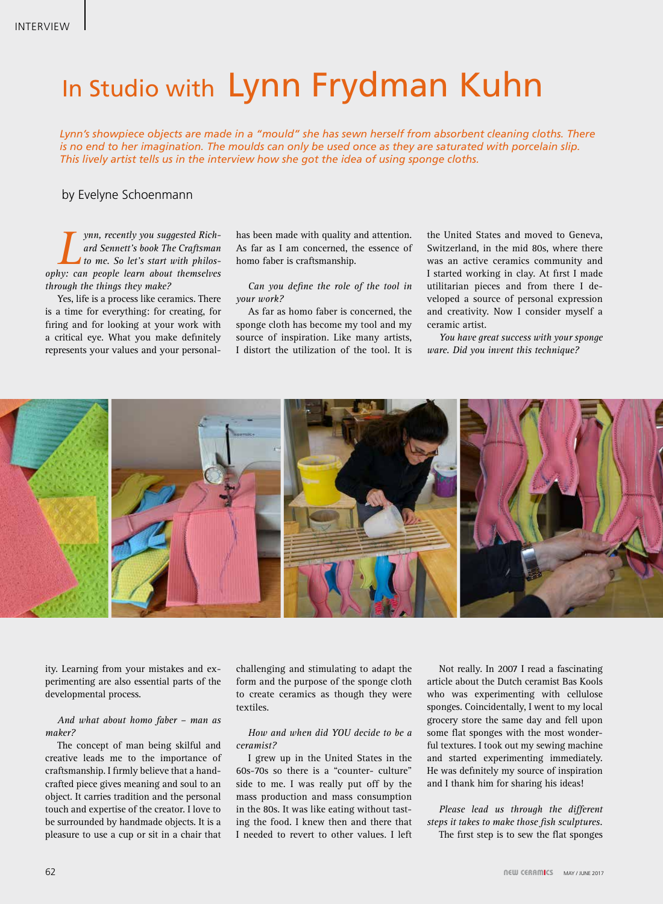# In Studio with Lynn Frydman Kuhn

*Lynn's showpiece objects are made in a "mould" she has sewn herself from absorbent cleaning cloths. There is no end to her imagination. The moulds can only be used once as they are saturated with porcelain slip. This lively artist tells us in the interview how she got the idea of using sponge cloths.*

by Evelyne Schoenmann

*Lynn, recently you suggested Richard Sennett's book The Craftsman to me. So let's start with philosophy: can people learn about themselves through the things they make?*

Yes, life is a process like ceramics. There is a time for everything: for creating, for firing and for looking at your work with a critical eye. What you make definitely represents your values and your personality. Learning from your mistakes and experimenting are also essential parts of the developmental process.

*And what about homo faber – man as maker?*

The concept of man being skilful and creative leads me to the importance of craftsmanship. I firmly believe that a handcrafted piece gives meaning and soul to an object. It carries tradition and the personal touch and expertise of the creator. I love to be surrounded by handmade objects. It is a pleasure to use a cup or sit in a chair that has been made with quality and attention. As far as I am concerned, the essence of homo faber is craftsmanship.

*Can you define the role of the tool in your work?*

As far as homo faber is concerned, the sponge cloth has become my tool and my source of inspiration. Like many artists, I distort the utilization of the tool. It is challenging and stimulating to adapt the form and the purpose of the sponge cloth to create ceramics as though they were textiles.

*How and when did YOU decide to be a ceramist?*

I grew up in the United States in the 60s-70s so there is a "counter- culture" side to me. I was really put off by the mass production and mass consumption in the 80s. It was like eating without tasting the food. I knew then and there that I needed to revert to other values. I left the United States and moved to Geneva, Switzerland, in the mid 80s, where there was an active ceramics community and I started working in clay. At first I made utilitarian pieces and from there I developed a source of personal expression and creativity. Now I consider myself a ceramic artist.

*You have great success with your sponge ware. Did you invent this technique?*

Not really. In 2007 I read a fascinating article about the Dutch ceramist Bas Kools who was experimenting with cellulose sponges. Coincidentally, I went to my local grocery store the same day and fell upon some flat sponges with the most wonderful textures. I took out my sewing machine and started experimenting immediately. He was definitely my source of inspiration and I thank him for sharing his ideas!

*Please lead us through the different steps it takes to make those fish sculptures.*

The first step is to sew the flat sponges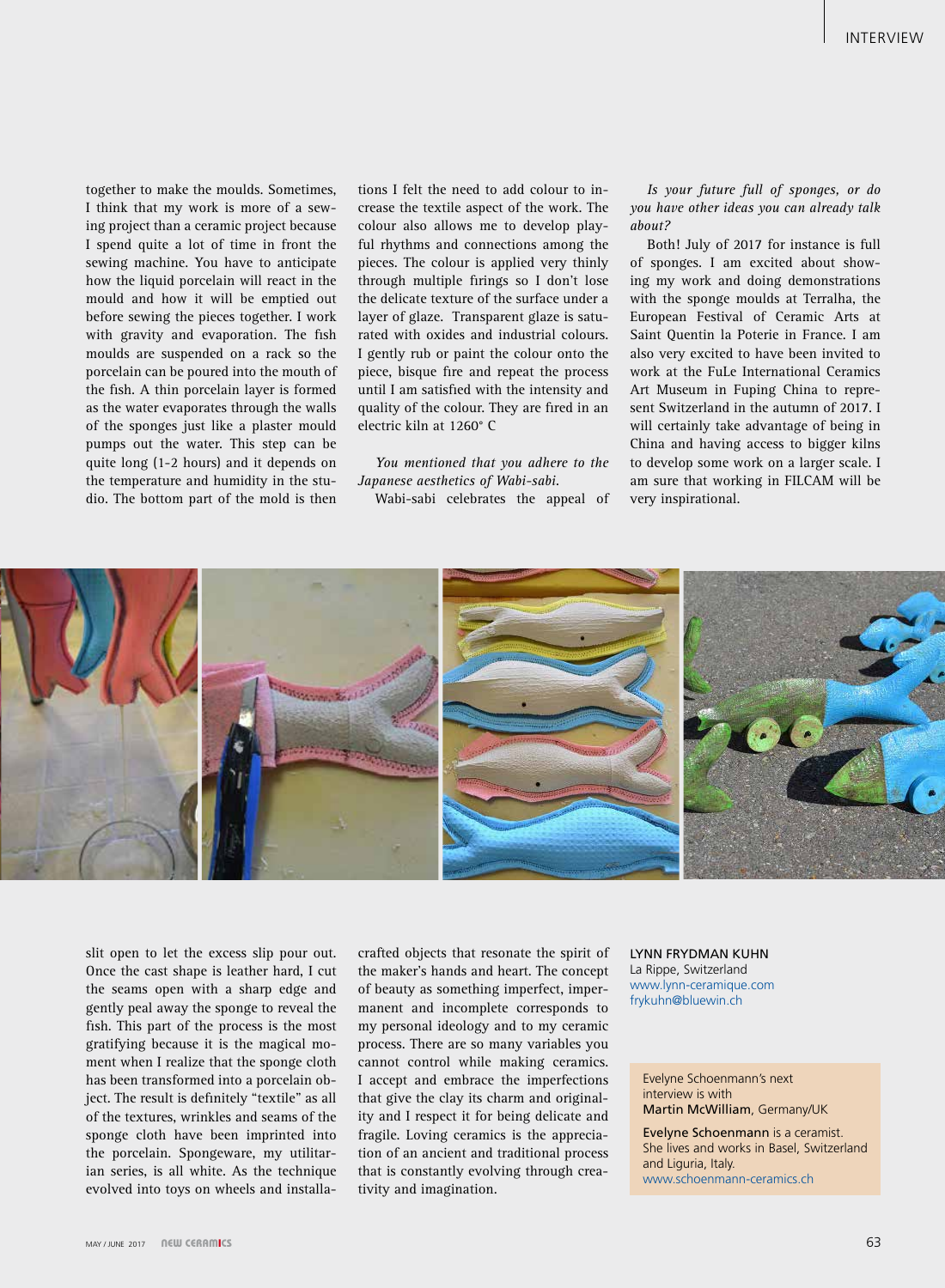together to make the moulds. Sometimes, I think that my work is more of a sewing project than a ceramic project because I spend quite a lot of time in front the sewing machine. You have to anticipate how the liquid porcelain will react in the mould and how it will be emptied out before sewing the pieces together. I work with gravity and evaporation. The fish moulds are suspended on a rack so the porcelain can be poured into the mouth of the fish. A thin porcelain layer is formed as the water evaporates through the walls of the sponges just like a plaster mould pumps out the water. This step can be quite long (1-2 hours) and it depends on the temperature and humidity in the studio. The bottom part of the mold is then slit open to let the excess slip pour out. Once the cast shape is leather hard, I cut the seams open with a sharp edge and gently peal away the sponge to reveal the fish. This part of the process is the most gratifying because it is the magical moment when I realize that the sponge cloth has been transformed into a porcelain object. The result is definitely "textile" as all of the textures, wrinkles and seams of the sponge cloth have been imprinted into the porcelain. Spongeware, my utilitarian series, is all white. As the technique evolved into toys on wheels and installations I felt the need to add colour to increase the textile aspect of the work. The colour also allows me to develop playful rhythms and connections among the pieces. The colour is applied very thinly through multiple firings so I don't lose the delicate texture of the surface under a layer of glaze. Transparent glaze is saturated with oxides and industrial colours. I gently rub or paint the colour onto the piece, bisque fire and repeat the process until I am satisfied with the intensity and quality of the colour. They are fired in an electric kiln at 1260° C

*You mentioned that you adhere to the Japanese aesthetics of Wabi-sabi.*

Wabi-sabi celebrates the appeal of crafted objects that resonate the spirit of the maker's hands and heart. The concept of beauty as something imperfect, impermanent and incomplete corresponds to my personal ideology and to my ceramic process. There are so many variables you cannot control while making ceramics. I accept and embrace the imperfections that give the clay its charm and originality and I respect it for being delicate and fragile. Loving ceramics is the appreciation of an ancient and traditional process that is constantly evolving through creativity and imagination.

*Is your future full of sponges, or do you have other ideas you can already talk about?*

Both! July of 2017 for instance is full of sponges. I am excited about showing my work and doing demonstrations with the sponge moulds at Terralha, the European Festival of Ceramic Arts at Saint Quentin la Poterie in France. I am also very excited to have been invited to work at the FuLe International Ceramics Art Museum in Fuping China to represent Switzerland in the autumn of 2017. I will certainly take advantage of being in China and having access to bigger kilns to develop some work on a larger scale. I am sure that working in FILCAM will be very inspirational.

LYNN FRYDMAN KUHN
La Rippe, Switzerland
www.lynn-ceramique.com
frykuhn@bluewin.ch

Evelyne Schoenmann's next interview is with **Martin McWilliam**, Germany/UK

**Evelyne Schoenmann** is a ceramist. She lives and works in Basel, Switzerland and Liguria, Italy.
www.schoenmann-ceramics.ch